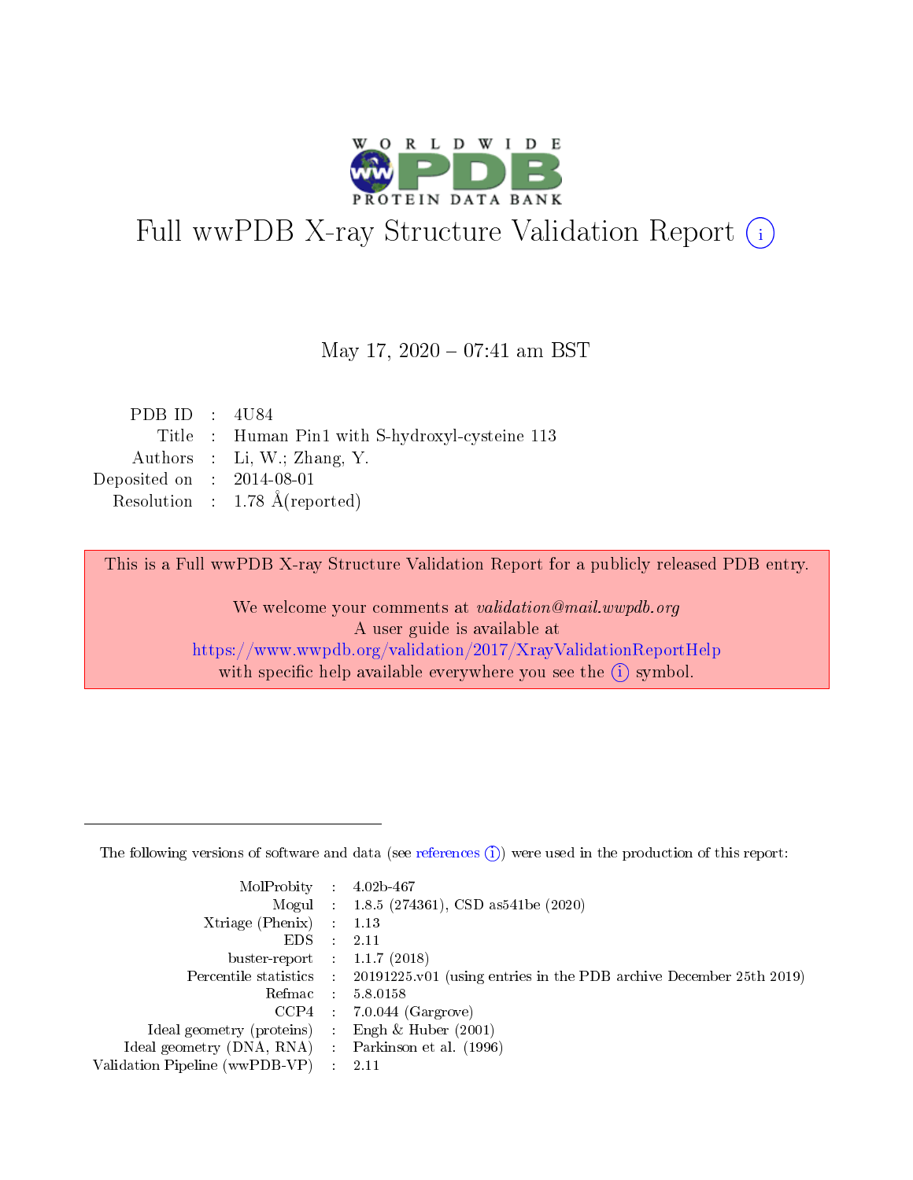# Full wwPDB X-ray Structure Validation Report (i)

May 17, 2020 – 07:41 am BST

| | | |
|---|---|---|
| PDB ID | : | 4U84 |
| Title | : | Human Pin1 with S-hydroxyl-cysteine 113 |
| Authors | : | Li, W.; Zhang, Y. |
| Deposited on | : | 2014-08-01 |
| Resolution | : | 1.78 Å(reported) |

This is a Full wwPDB X-ray Structure Validation Report for a publicly released PDB entry.

We welcome your comments at *validation@mail.wwpdb.org*
A user guide is available at
https://www.wwpdb.org/validation/2017/XrayValidationReportHelp
with specific help available everywhere you see the (i) symbol.

The following versions of software and data (see references (i)) were used in the production of this report:

| | | |
|---|---|---|
| MolProbity | : | 4.02b-467 |
| Mogul | : | 1.8.5 (274361), CSD as541be (2020) |
| Xtriage (Phenix) | : | 1.13 |
| EDS | : | 2.11 |
| buster-report | : | 1.1.7 (2018) |
| Percentile statistics | : | 20191225.v01 (using entries in the PDB archive December 25th 2019) |
| Refmac | : | 5.8.0158 |
| CCP4 | : | 7.0.044 (Gargrove) |
| Ideal geometry (proteins) | : | Engh & Huber (2001) |
| Ideal geometry (DNA, RNA) | : | Parkinson et al. (1996) |
| Validation Pipeline (wwPDB-VP) | : | 2.11 |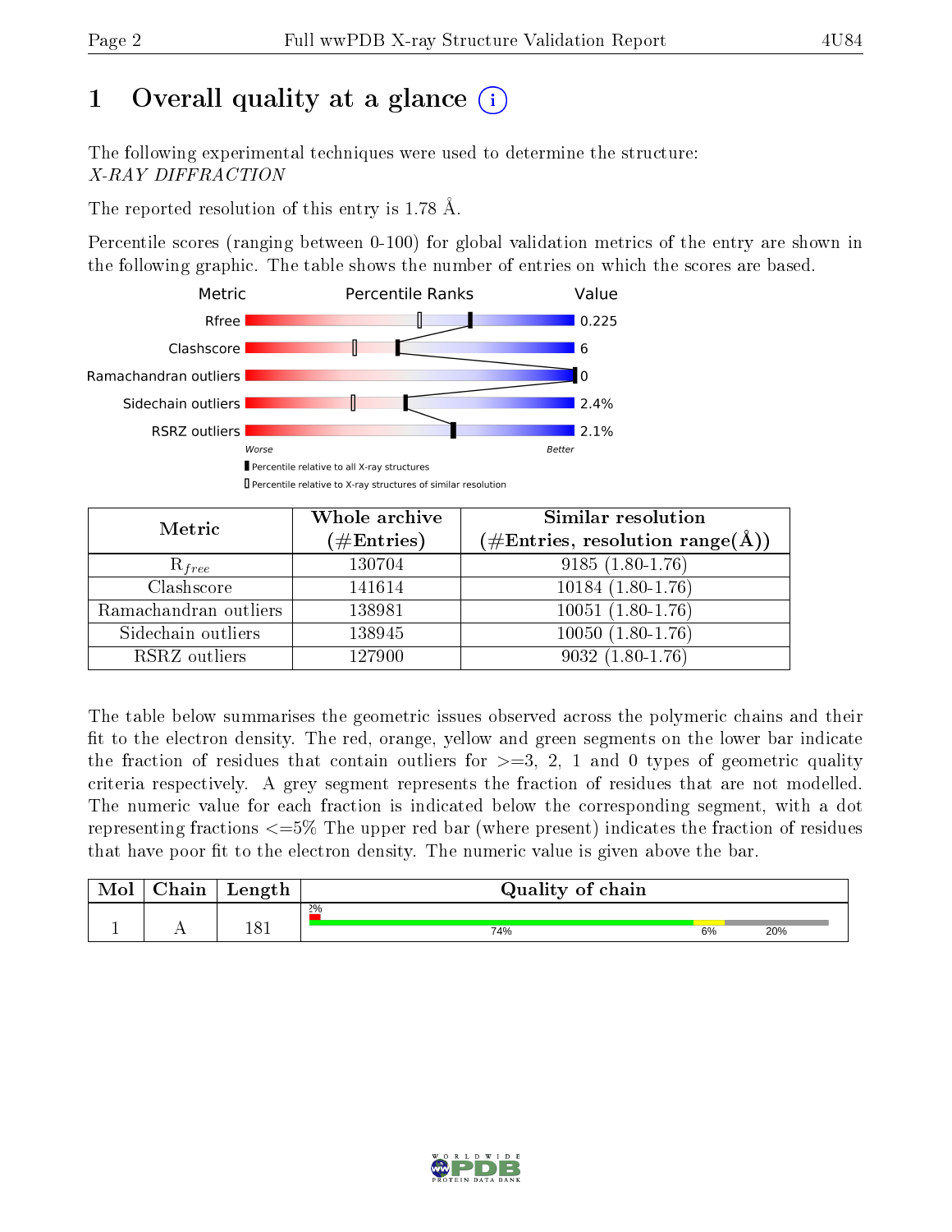# 1 Overall quality at a glance

The following experimental techniques were used to determine the structure:
*X-RAY DIFFRACTION*

The reported resolution of this entry is 1.78 Å.

Percentile scores (ranging between 0-100) for global validation metrics of the entry are shown in the following graphic. The table shows the number of entries on which the scores are based.

| Metric | Value |
|---|---|
| Rfree | 0.225 |
| Clashscore | 6 |
| Ramachandran outliers | 0 |
| Sidechain outliers | 2.4% |
| RSRZ outliers | 2.1% |

Worse — Better

▮ Percentile relative to all X-ray structures
▯ Percentile relative to X-ray structures of similar resolution

| Metric | Whole archive (#Entries) | Similar resolution (#Entries, resolution range(Å)) |
|---|---|---|
| $R_{free}$ | 130704 | 9185 (1.80-1.76) |
| Clashscore | 141614 | 10184 (1.80-1.76) |
| Ramachandran outliers | 138981 | 10051 (1.80-1.76) |
| Sidechain outliers | 138945 | 10050 (1.80-1.76) |
| RSRZ outliers | 127900 | 9032 (1.80-1.76) |

The table below summarises the geometric issues observed across the polymeric chains and their fit to the electron density. The red, orange, yellow and green segments on the lower bar indicate the fraction of residues that contain outliers for >=3, 2, 1 and 0 types of geometric quality criteria respectively. A grey segment represents the fraction of residues that are not modelled. The numeric value for each fraction is indicated below the corresponding segment, with a dot representing fractions <=5% The upper red bar (where present) indicates the fraction of residues that have poor fit to the electron density. The numeric value is given above the bar.

| Mol | Chain | Length | Quality of chain |
|---|---|---|---|
| 1 | A | 181 | 2% (poor fit); 74%, 6%, 20% |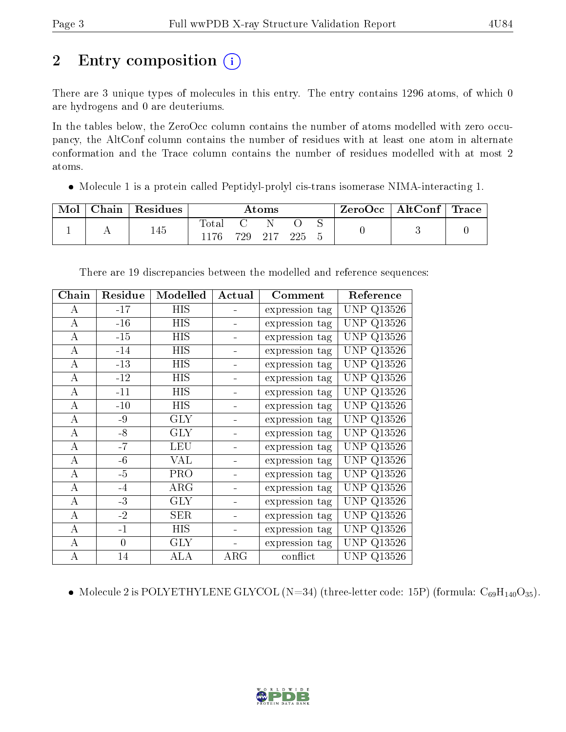# 2 Entry composition

There are 3 unique types of molecules in this entry. The entry contains 1296 atoms, of which 0 are hydrogens and 0 are deuteriums.

In the tables below, the ZeroOcc column contains the number of atoms modelled with zero occupancy, the AltConf column contains the number of residues with at least one atom in alternate conformation and the Trace column contains the number of residues modelled with at most 2 atoms.

- Molecule 1 is a protein called Peptidyl-prolyl cis-trans isomerase NIMA-interacting 1.

| Mol | Chain | Residues | Atoms | | | | | ZeroOcc | AltConf | Trace |
|---|---|---|---|---|---|---|---|---|---|---|
| | | | Total | C | N | O | S | | | |
| 1 | A | 145 | 1176 | 729 | 217 | 225 | 5 | 0 | 3 | 0 |

There are 19 discrepancies between the modelled and reference sequences:

| Chain | Residue | Modelled | Actual | Comment | Reference |
|---|---|---|---|---|---|
| A | -17 | HIS | - | expression tag | UNP Q13526 |
| A | -16 | HIS | - | expression tag | UNP Q13526 |
| A | -15 | HIS | - | expression tag | UNP Q13526 |
| A | -14 | HIS | - | expression tag | UNP Q13526 |
| A | -13 | HIS | - | expression tag | UNP Q13526 |
| A | -12 | HIS | - | expression tag | UNP Q13526 |
| A | -11 | HIS | - | expression tag | UNP Q13526 |
| A | -10 | HIS | - | expression tag | UNP Q13526 |
| A | -9 | GLY | - | expression tag | UNP Q13526 |
| A | -8 | GLY | - | expression tag | UNP Q13526 |
| A | -7 | LEU | - | expression tag | UNP Q13526 |
| A | -6 | VAL | - | expression tag | UNP Q13526 |
| A | -5 | PRO | - | expression tag | UNP Q13526 |
| A | -4 | ARG | - | expression tag | UNP Q13526 |
| A | -3 | GLY | - | expression tag | UNP Q13526 |
| A | -2 | SER | - | expression tag | UNP Q13526 |
| A | -1 | HIS | - | expression tag | UNP Q13526 |
| A | 0 | GLY | - | expression tag | UNP Q13526 |
| A | 14 | ALA | ARG | conflict | UNP Q13526 |

- Molecule 2 is POLYETHYLENE GLYCOL (N=34) (three-letter code: 15P) (formula: $C_{69}H_{140}O_{35}$).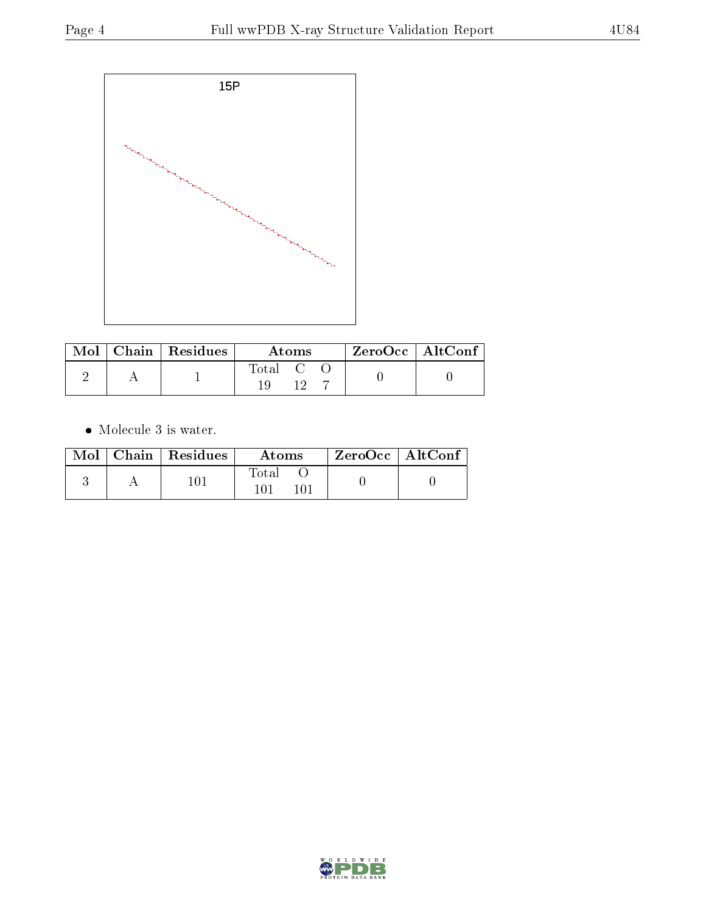15P

| Mol | Chain | Residues | Atoms | | | ZeroOcc | AltConf |
|---|---|---|---|---|---|---|---|
| | | | Total | C | O | | |
| 2 | A | 1 | 19 | 12 | 7 | 0 | 0 |

- Molecule 3 is water.

| Mol | Chain | Residues | Atoms | | ZeroOcc | AltConf |
|---|---|---|---|---|---|---|
| | | | Total | O | | |
| 3 | A | 101 | 101 | 101 | 0 | 0 |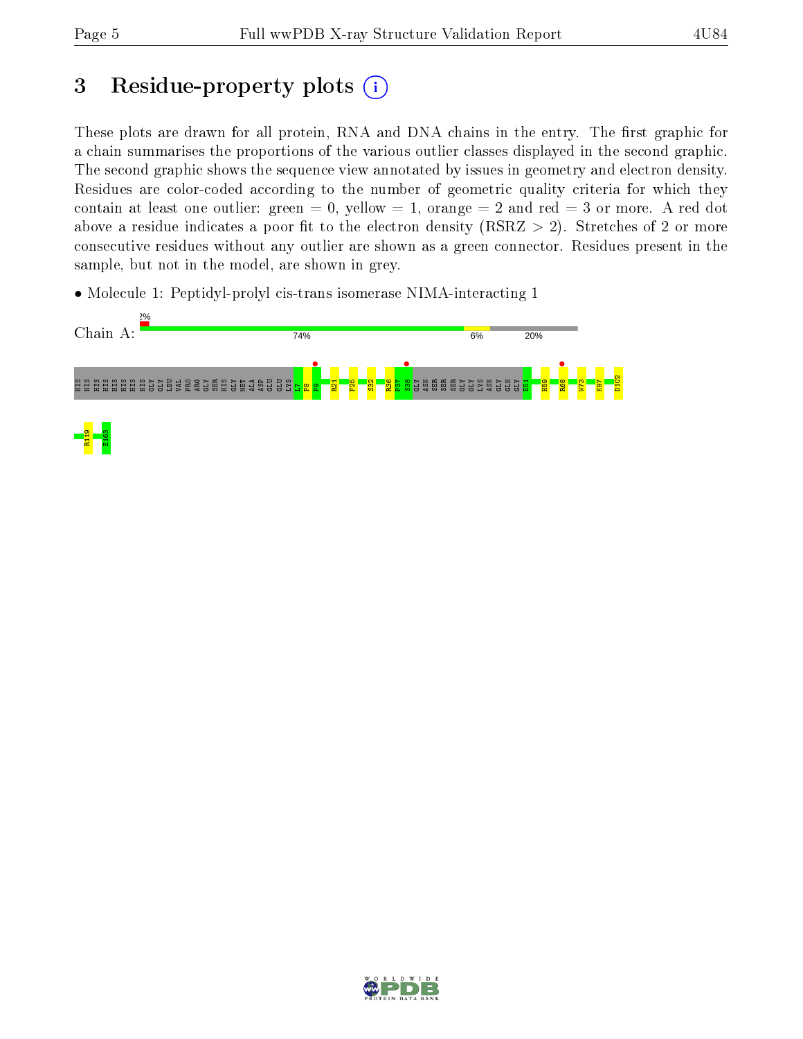# 3 Residue-property plots

These plots are drawn for all protein, RNA and DNA chains in the entry. The first graphic for a chain summarises the proportions of the various outlier classes displayed in the second graphic. The second graphic shows the sequence view annotated by issues in geometry and electron density. Residues are color-coded according to the number of geometric quality criteria for which they contain at least one outlier: green = 0, yellow = 1, orange = 2 and red = 3 or more. A red dot above a residue indicates a poor fit to the electron density (RSRZ > 2). Stretches of 2 or more consecutive residues without any outlier are shown as a green connector. Residues present in the sample, but not in the model, are shown in grey.

- Molecule 1: Peptidyl-prolyl cis-trans isomerase NIMA-interacting 1

Chain A: 2% | 74% | 6% | 20%

HIS HIS HIS HIS HIS HIS HIS HIS GLY GLY LEU VAL PRO ARG GLY SER HIS GLY MET ALA ASP GLU GLU LYS L7 P8 P9 R21 F25 S32 R36 P37 S38 GLY ASN SER SER SER GLY GLY LYS ASN GLY GLN GLY E51 H59 R68 W73 K97 D102 R119 E163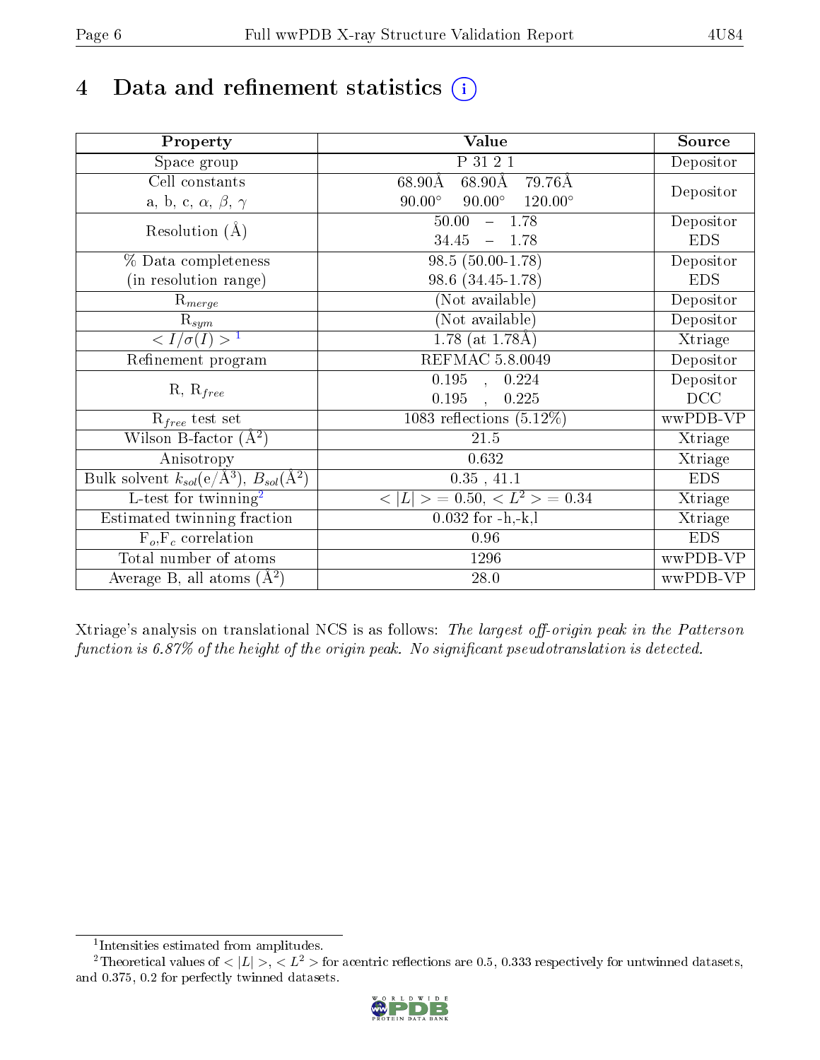# 4 Data and refinement statistics (i)

| Property | Value | Source |
|---|---|---|
| Space group | P 31 2 1 | Depositor |
| Cell constants<br>a, b, c, $\alpha$, $\beta$, $\gamma$ | 68.90Å 68.90Å 79.76Å<br>90.00° 90.00° 120.00° | Depositor |
| Resolution (Å) | 50.00 – 1.78<br>34.45 – 1.78 | Depositor<br>EDS |
| % Data completeness<br>(in resolution range) | 98.5 (50.00-1.78)<br>98.6 (34.45-1.78) | Depositor<br>EDS |
| $R_{merge}$ | (Not available) | Depositor |
| $R_{sym}$ | (Not available) | Depositor |
| $< I/\sigma(I) >$ [1] | 1.78 (at 1.78Å) | Xtriage |
| Refinement program | REFMAC 5.8.0049 | Depositor |
| R, $R_{free}$ | 0.195 , 0.224<br>0.195 , 0.225 | Depositor<br>DCC |
| $R_{free}$ test set | 1083 reflections (5.12%) | wwPDB-VP |
| Wilson B-factor (Å$^2$) | 21.5 | Xtriage |
| Anisotropy | 0.632 | Xtriage |
| Bulk solvent $k_{sol}$(e/Å$^3$), $B_{sol}$(Å$^2$) | 0.35 , 41.1 | EDS |
| L-test for twinning[2] | $< \|L\| > = 0.50$, $< L^2 > = 0.34$ | Xtriage |
| Estimated twinning fraction | 0.032 for -h,-k,l | Xtriage |
| $F_o$,$F_c$ correlation | 0.96 | EDS |
| Total number of atoms | 1296 | wwPDB-VP |
| Average B, all atoms (Å$^2$) | 28.0 | wwPDB-VP |

Xtriage's analysis on translational NCS is as follows: *The largest off-origin peak in the Patterson function is 6.87% of the height of the origin peak. No significant pseudotranslation is detected.*

[1] Intensities estimated from amplitudes.

[2] Theoretical values of $< |L| >$, $< L^2 >$ for acentric reflections are 0.5, 0.333 respectively for untwinned datasets, and 0.375, 0.2 for perfectly twinned datasets.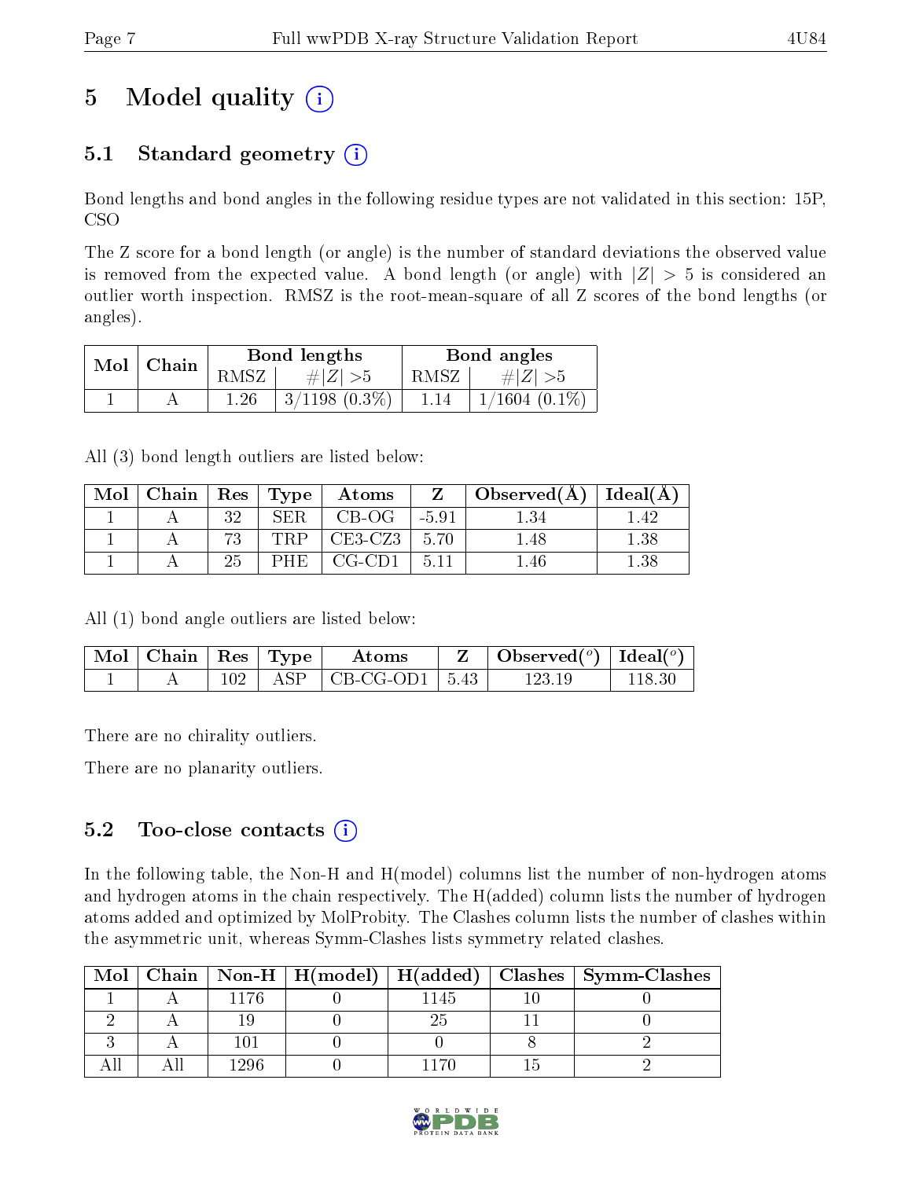# 5 Model quality (i)

## 5.1 Standard geometry (i)

Bond lengths and bond angles in the following residue types are not validated in this section: 15P, CSO

The Z score for a bond length (or angle) is the number of standard deviations the observed value is removed from the expected value. A bond length (or angle) with $|Z| > 5$ is considered an outlier worth inspection. RMSZ is the root-mean-square of all Z scores of the bond lengths (or angles).

| Mol | Chain | Bond lengths | | Bond angles | |
|---|---|---|---|---|---|
| | | RMSZ | #$\|Z\|$ >5 | RMSZ | #$\|Z\|$ >5 |
| 1 | A | 1.26 | 3/1198 (0.3%) | 1.14 | 1/1604 (0.1%) |

All (3) bond length outliers are listed below:

| Mol | Chain | Res | Type | Atoms | Z | Observed(Å) | Ideal(Å) |
|---|---|---|---|---|---|---|---|
| 1 | A | 32 | SER | CB-OG | -5.91 | 1.34 | 1.42 |
| 1 | A | 73 | TRP | CE3-CZ3 | 5.70 | 1.48 | 1.38 |
| 1 | A | 25 | PHE | CG-CD1 | 5.11 | 1.46 | 1.38 |

All (1) bond angle outliers are listed below:

| Mol | Chain | Res | Type | Atoms | Z | Observed(°) | Ideal(°) |
|---|---|---|---|---|---|---|---|
| 1 | A | 102 | ASP | CB-CG-OD1 | 5.43 | 123.19 | 118.30 |

There are no chirality outliers.

There are no planarity outliers.

## 5.2 Too-close contacts (i)

In the following table, the Non-H and H(model) columns list the number of non-hydrogen atoms and hydrogen atoms in the chain respectively. The H(added) column lists the number of hydrogen atoms added and optimized by MolProbity. The Clashes column lists the number of clashes within the asymmetric unit, whereas Symm-Clashes lists symmetry related clashes.

| Mol | Chain | Non-H | H(model) | H(added) | Clashes | Symm-Clashes |
|---|---|---|---|---|---|---|
| 1 | A | 1176 | 0 | 1145 | 10 | 0 |
| 2 | A | 19 | 0 | 25 | 11 | 0 |
| 3 | A | 101 | 0 | 0 | 8 | 2 |
| All | All | 1296 | 0 | 1170 | 15 | 2 |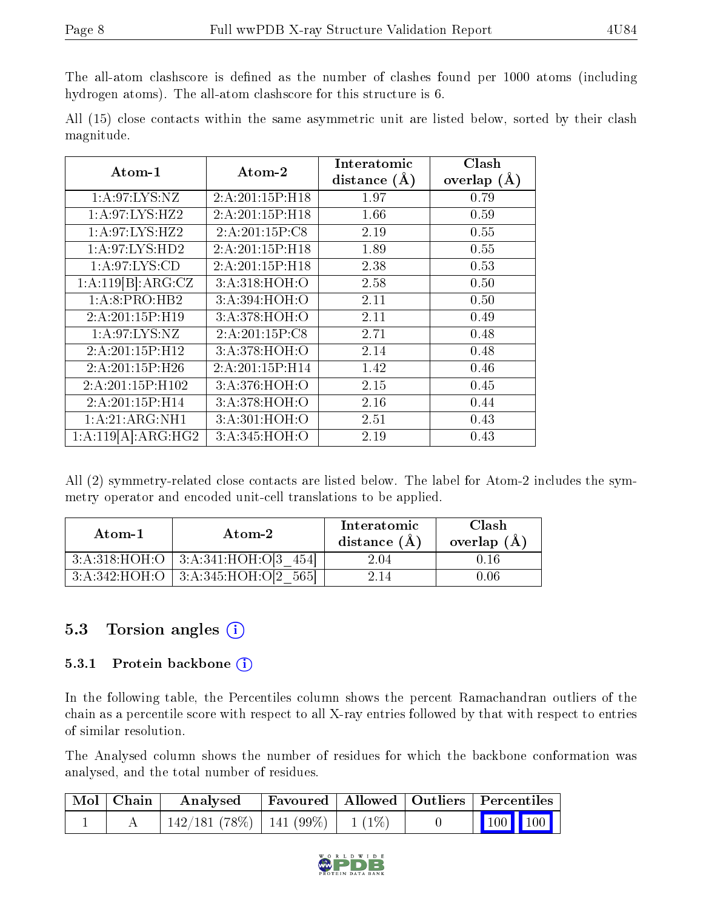The all-atom clashscore is defined as the number of clashes found per 1000 atoms (including hydrogen atoms). The all-atom clashscore for this structure is 6.

All (15) close contacts within the same asymmetric unit are listed below, sorted by their clash magnitude.

| Atom-1 | Atom-2 | Interatomic distance (Å) | Clash overlap (Å) |
|---|---|---|---|
| 1:A:97:LYS:NZ | 2:A:201:15P:H18 | 1.97 | 0.79 |
| 1:A:97:LYS:HZ2 | 2:A:201:15P:H18 | 1.66 | 0.59 |
| 1:A:97:LYS:HZ2 | 2:A:201:15P:C8 | 2.19 | 0.55 |
| 1:A:97:LYS:HD2 | 2:A:201:15P:H18 | 1.89 | 0.55 |
| 1:A:97:LYS:CD | 2:A:201:15P:H18 | 2.38 | 0.53 |
| 1:A:119[B]:ARG:CZ | 3:A:318:HOH:O | 2.58 | 0.50 |
| 1:A:8:PRO:HB2 | 3:A:394:HOH:O | 2.11 | 0.50 |
| 2:A:201:15P:H19 | 3:A:378:HOH:O | 2.11 | 0.49 |
| 1:A:97:LYS:NZ | 2:A:201:15P:C8 | 2.71 | 0.48 |
| 2:A:201:15P:H12 | 3:A:378:HOH:O | 2.14 | 0.48 |
| 2:A:201:15P:H26 | 2:A:201:15P:H14 | 1.42 | 0.46 |
| 2:A:201:15P:H102 | 3:A:376:HOH:O | 2.15 | 0.45 |
| 2:A:201:15P:H14 | 3:A:378:HOH:O | 2.16 | 0.44 |
| 1:A:21:ARG:NH1 | 3:A:301:HOH:O | 2.51 | 0.43 |
| 1:A:119[A]:ARG:HG2 | 3:A:345:HOH:O | 2.19 | 0.43 |

All (2) symmetry-related close contacts are listed below. The label for Atom-2 includes the symmetry operator and encoded unit-cell translations to be applied.

| Atom-1 | Atom-2 | Interatomic distance (Å) | Clash overlap (Å) |
|---|---|---|---|
| 3:A:318:HOH:O | 3:A:341:HOH:O[3_454] | 2.04 | 0.16 |
| 3:A:342:HOH:O | 3:A:345:HOH:O[2_565] | 2.14 | 0.06 |

## 5.3 Torsion angles

### 5.3.1 Protein backbone

In the following table, the Percentiles column shows the percent Ramachandran outliers of the chain as a percentile score with respect to all X-ray entries followed by that with respect to entries of similar resolution.

The Analysed column shows the number of residues for which the backbone conformation was analysed, and the total number of residues.

| Mol | Chain | Analysed | Favoured | Allowed | Outliers | Percentiles |
|---|---|---|---|---|---|---|
| 1 | A | 142/181 (78%) | 141 (99%) | 1 (1%) | 0 | 100 100 |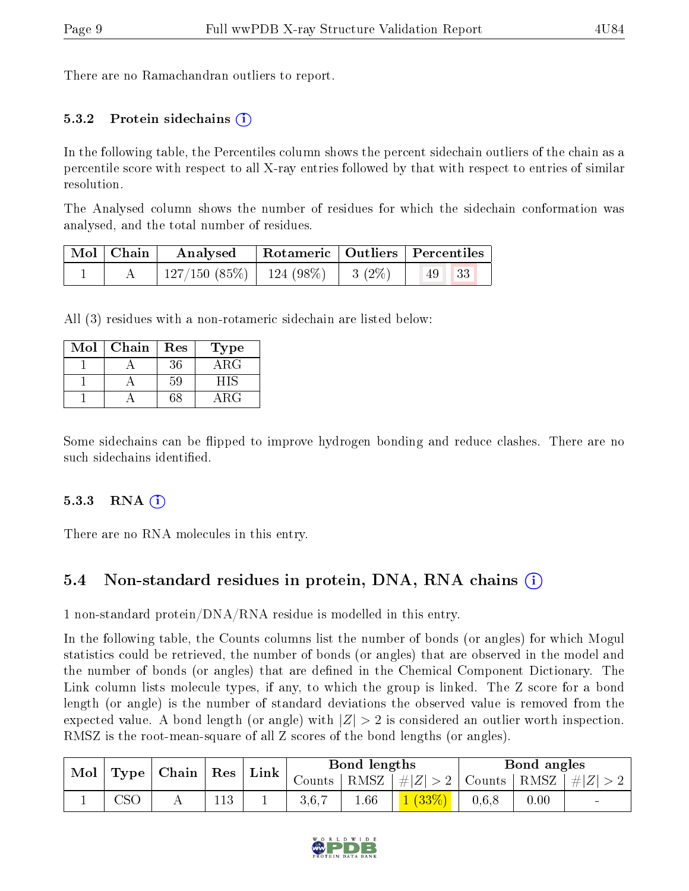There are no Ramachandran outliers to report.

### 5.3.2 Protein sidechains

In the following table, the Percentiles column shows the percent sidechain outliers of the chain as a percentile score with respect to all X-ray entries followed by that with respect to entries of similar resolution.

The Analysed column shows the number of residues for which the sidechain conformation was analysed, and the total number of residues.

| Mol | Chain | Analysed | Rotameric | Outliers | Percentiles | |
|---|---|---|---|---|---|---|
| 1 | A | 127/150 (85%) | 124 (98%) | 3 (2%) | 49 | 33 |

All (3) residues with a non-rotameric sidechain are listed below:

| Mol | Chain | Res | Type |
|---|---|---|---|
| 1 | A | 36 | ARG |
| 1 | A | 59 | HIS |
| 1 | A | 68 | ARG |

Some sidechains can be flipped to improve hydrogen bonding and reduce clashes. There are no such sidechains identified.

### 5.3.3 RNA

There are no RNA molecules in this entry.

## 5.4 Non-standard residues in protein, DNA, RNA chains

1 non-standard protein/DNA/RNA residue is modelled in this entry.

In the following table, the Counts columns list the number of bonds (or angles) for which Mogul statistics could be retrieved, the number of bonds (or angles) that are observed in the model and the number of bonds (or angles) that are defined in the Chemical Component Dictionary. The Link column lists molecule types, if any, to which the group is linked. The Z score for a bond length (or angle) is the number of standard deviations the observed value is removed from the expected value. A bond length (or angle) with $|Z| > 2$ is considered an outlier worth inspection. RMSZ is the root-mean-square of all Z scores of the bond lengths (or angles).

| Mol | Type | Chain | Res | Link | Bond lengths | | | Bond angles | | |
|---|---|---|---|---|---|---|---|---|---|---|
| | | | | | Counts | RMSZ | $\#\|Z\|>2$ | Counts | RMSZ | $\#\|Z\|>2$ |
| 1 | CSO | A | 113 | 1 | 3,6,7 | 1.66 | 1 (33%) | 0,6,8 | 0.00 | - |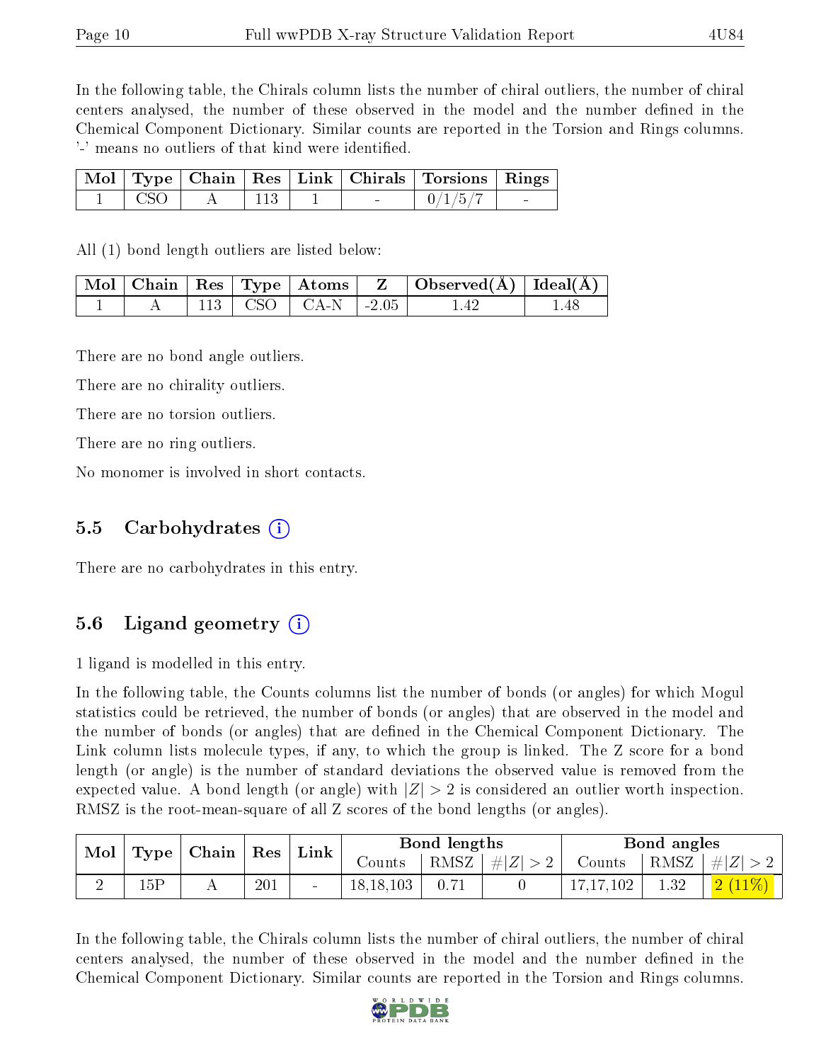In the following table, the Chirals column lists the number of chiral outliers, the number of chiral centers analysed, the number of these observed in the model and the number defined in the Chemical Component Dictionary. Similar counts are reported in the Torsion and Rings columns. '-' means no outliers of that kind were identified.

| Mol | Type | Chain | Res | Link | Chirals | Torsions | Rings |
|---|---|---|---|---|---|---|---|
| 1 | CSO | A | 113 | 1 | - | 0/1/5/7 | - |

All (1) bond length outliers are listed below:

| Mol | Chain | Res | Type | Atoms | Z | Observed(Å) | Ideal(Å) |
|---|---|---|---|---|---|---|---|
| 1 | A | 113 | CSO | CA-N | -2.05 | 1.42 | 1.48 |

There are no bond angle outliers.

There are no chirality outliers.

There are no torsion outliers.

There are no ring outliers.

No monomer is involved in short contacts.

## 5.5 Carbohydrates (i)

There are no carbohydrates in this entry.

## 5.6 Ligand geometry (i)

1 ligand is modelled in this entry.

In the following table, the Counts columns list the number of bonds (or angles) for which Mogul statistics could be retrieved, the number of bonds (or angles) that are observed in the model and the number of bonds (or angles) that are defined in the Chemical Component Dictionary. The Link column lists molecule types, if any, to which the group is linked. The Z score for a bond length (or angle) is the number of standard deviations the observed value is removed from the expected value. A bond length (or angle) with $|Z| > 2$ is considered an outlier worth inspection. RMSZ is the root-mean-square of all Z scores of the bond lengths (or angles).

| Mol | Type | Chain | Res | Link | Bond lengths | | | Bond angles | | |
|---|---|---|---|---|---|---|---|---|---|---|
| | | | | | Counts | RMSZ | $\#\|Z\| > 2$ | Counts | RMSZ | $\#\|Z\| > 2$ |
| 2 | 15P | A | 201 | - | 18,18,103 | 0.71 | 0 | 17,17,102 | 1.32 | 2 (11%) |

In the following table, the Chirals column lists the number of chiral outliers, the number of chiral centers analysed, the number of these observed in the model and the number defined in the Chemical Component Dictionary. Similar counts are reported in the Torsion and Rings columns.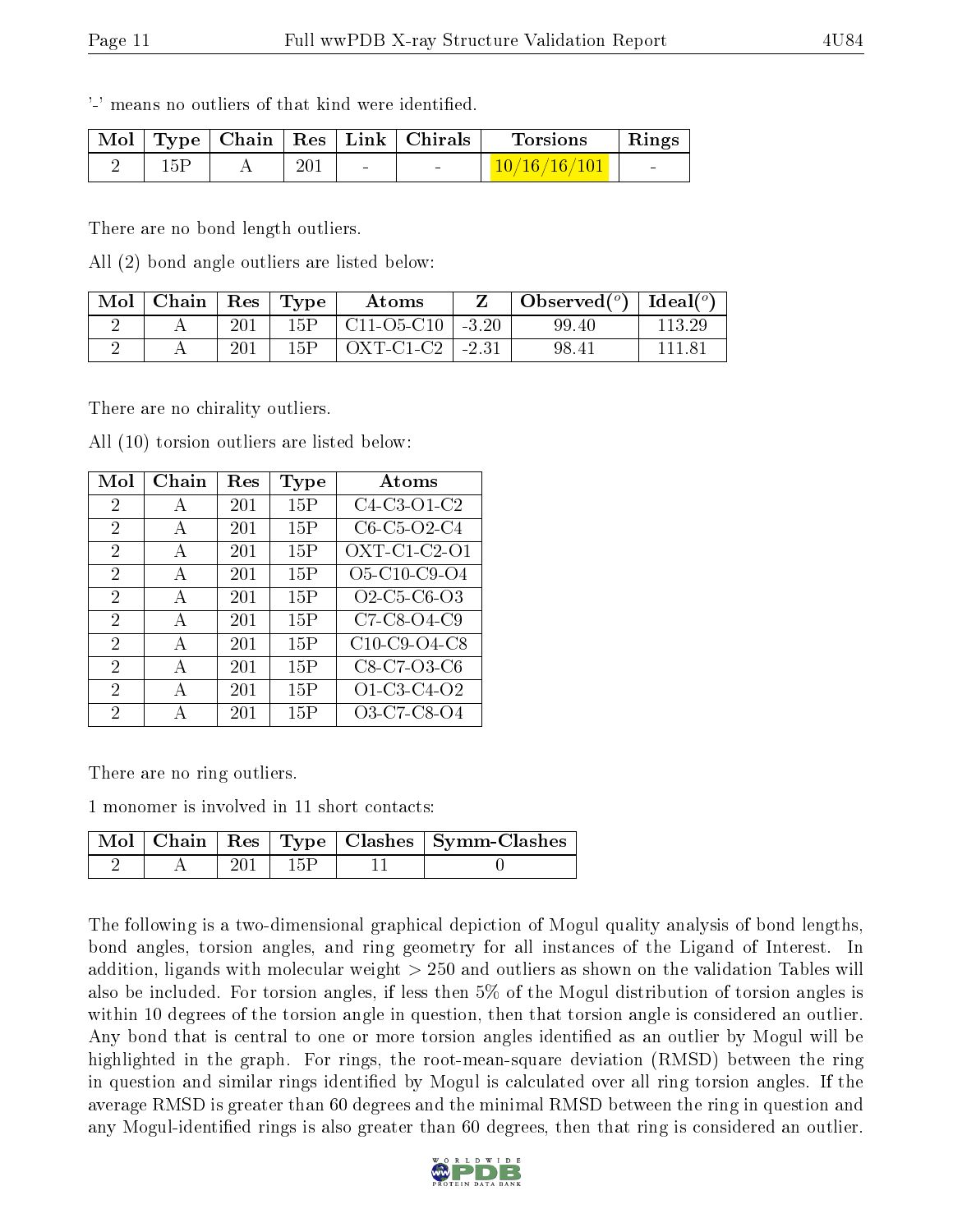'-' means no outliers of that kind were identified.

| Mol | Type | Chain | Res | Link | Chirals | Torsions | Rings |
|---|---|---|---|---|---|---|---|
| 2 | 15P | A | 201 | - | - | 10/16/16/101 | - |

There are no bond length outliers.

All (2) bond angle outliers are listed below:

| Mol | Chain | Res | Type | Atoms | Z | Observed(°) | Ideal(°) |
|---|---|---|---|---|---|---|---|
| 2 | A | 201 | 15P | C11-O5-C10 | -3.20 | 99.40 | 113.29 |
| 2 | A | 201 | 15P | OXT-C1-C2 | -2.31 | 98.41 | 111.81 |

There are no chirality outliers.

All (10) torsion outliers are listed below:

| Mol | Chain | Res | Type | Atoms |
|---|---|---|---|---|
| 2 | A | 201 | 15P | C4-C3-O1-C2 |
| 2 | A | 201 | 15P | C6-C5-O2-C4 |
| 2 | A | 201 | 15P | OXT-C1-C2-O1 |
| 2 | A | 201 | 15P | O5-C10-C9-O4 |
| 2 | A | 201 | 15P | O2-C5-C6-O3 |
| 2 | A | 201 | 15P | C7-C8-O4-C9 |
| 2 | A | 201 | 15P | C10-C9-O4-C8 |
| 2 | A | 201 | 15P | C8-C7-O3-C6 |
| 2 | A | 201 | 15P | O1-C3-C4-O2 |
| 2 | A | 201 | 15P | O3-C7-C8-O4 |

There are no ring outliers.

1 monomer is involved in 11 short contacts:

| Mol | Chain | Res | Type | Clashes | Symm-Clashes |
|---|---|---|---|---|---|
| 2 | A | 201 | 15P | 11 | 0 |

The following is a two-dimensional graphical depiction of Mogul quality analysis of bond lengths, bond angles, torsion angles, and ring geometry for all instances of the Ligand of Interest. In addition, ligands with molecular weight > 250 and outliers as shown on the validation Tables will also be included. For torsion angles, if less then 5% of the Mogul distribution of torsion angles is within 10 degrees of the torsion angle in question, then that torsion angle is considered an outlier. Any bond that is central to one or more torsion angles identified as an outlier by Mogul will be highlighted in the graph. For rings, the root-mean-square deviation (RMSD) between the ring in question and similar rings identified by Mogul is calculated over all ring torsion angles. If the average RMSD is greater than 60 degrees and the minimal RMSD between the ring in question and any Mogul-identified rings is also greater than 60 degrees, then that ring is considered an outlier.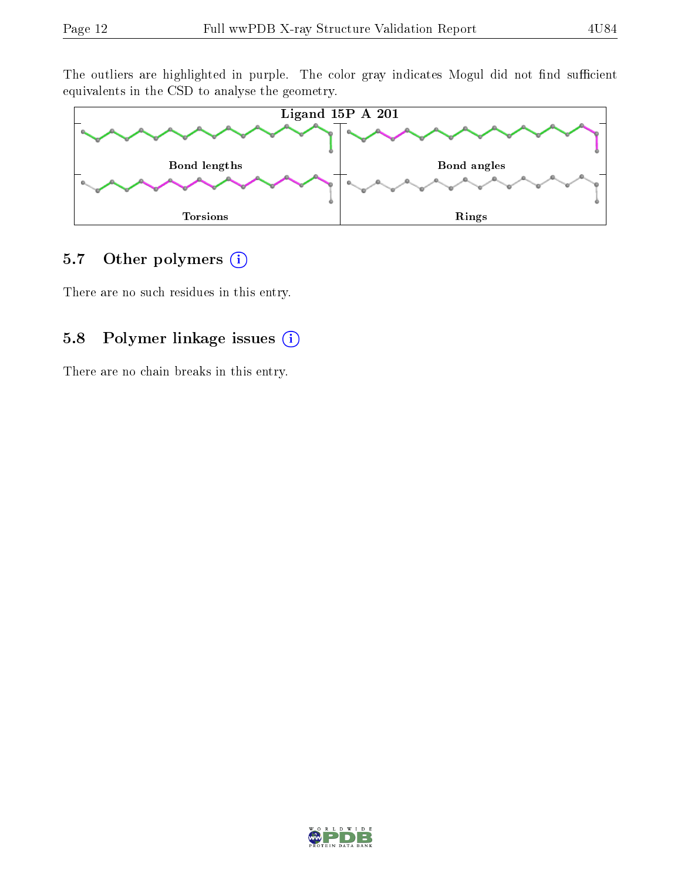The outliers are highlighted in purple. The color gray indicates Mogul did not find sufficient equivalents in the CSD to analyse the geometry.

Ligand 15P A 201

Bond lengths

Bond angles

Torsions

Rings

## 5.7 Other polymers

There are no such residues in this entry.

## 5.8 Polymer linkage issues

There are no chain breaks in this entry.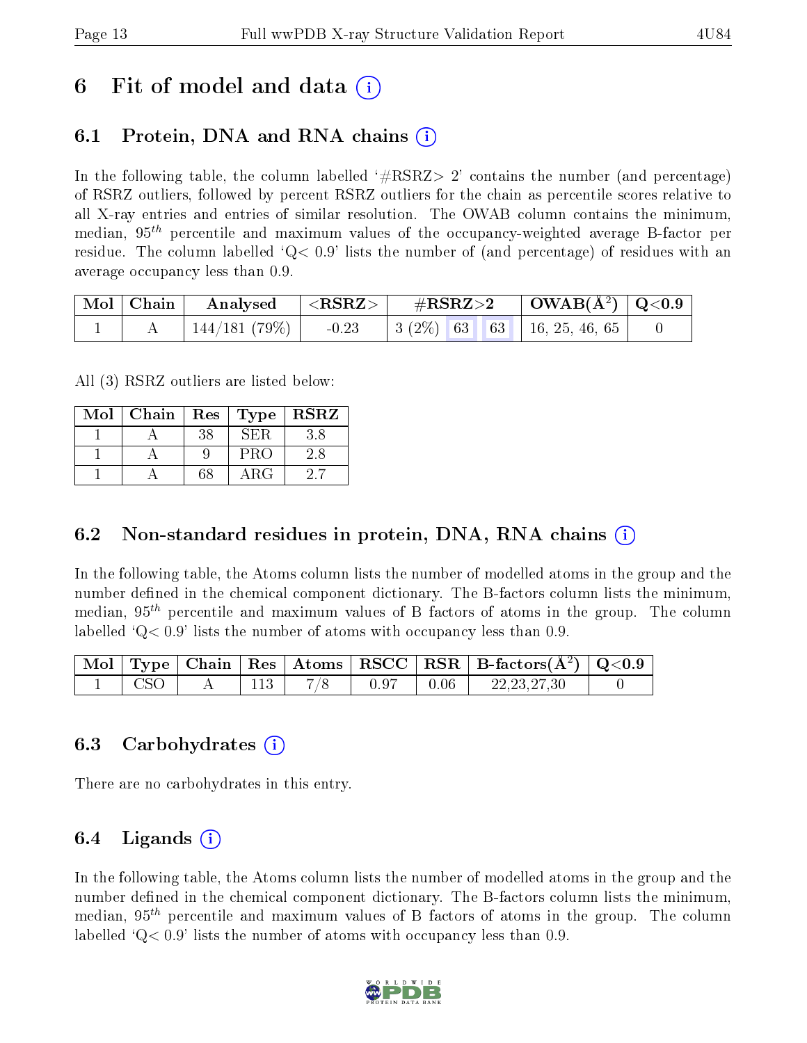# 6 Fit of model and data (i)

## 6.1 Protein, DNA and RNA chains (i)

In the following table, the column labelled '#RSRZ> 2' contains the number (and percentage) of RSRZ outliers, followed by percent RSRZ outliers for the chain as percentile scores relative to all X-ray entries and entries of similar resolution. The OWAB column contains the minimum, median, $95^{th}$ percentile and maximum values of the occupancy-weighted average B-factor per residue. The column labelled 'Q< 0.9' lists the number of (and percentage) of residues with an average occupancy less than 0.9.

| Mol | Chain | Analysed | <RSRZ> | #RSRZ>2 | | | OWAB(Å$^2$) | Q<0.9 |
|---|---|---|---|---|---|---|---|---|
| 1 | A | 144/181 (79%) | -0.23 | 3 (2%) | 63 | 63 | 16, 25, 46, 65 | 0 |

All (3) RSRZ outliers are listed below:

| Mol | Chain | Res | Type | RSRZ |
|---|---|---|---|---|
| 1 | A | 38 | SER | 3.8 |
| 1 | A | 9 | PRO | 2.8 |
| 1 | A | 68 | ARG | 2.7 |

## 6.2 Non-standard residues in protein, DNA, RNA chains (i)

In the following table, the Atoms column lists the number of modelled atoms in the group and the number defined in the chemical component dictionary. The B-factors column lists the minimum, median, $95^{th}$ percentile and maximum values of B factors of atoms in the group. The column labelled 'Q< 0.9' lists the number of atoms with occupancy less than 0.9.

| Mol | Type | Chain | Res | Atoms | RSCC | RSR | B-factors(Å$^2$) | Q<0.9 |
|---|---|---|---|---|---|---|---|---|
| 1 | CSO | A | 113 | 7/8 | 0.97 | 0.06 | 22,23,27,30 | 0 |

## 6.3 Carbohydrates (i)

There are no carbohydrates in this entry.

## 6.4 Ligands (i)

In the following table, the Atoms column lists the number of modelled atoms in the group and the number defined in the chemical component dictionary. The B-factors column lists the minimum, median, $95^{th}$ percentile and maximum values of B factors of atoms in the group. The column labelled 'Q< 0.9' lists the number of atoms with occupancy less than 0.9.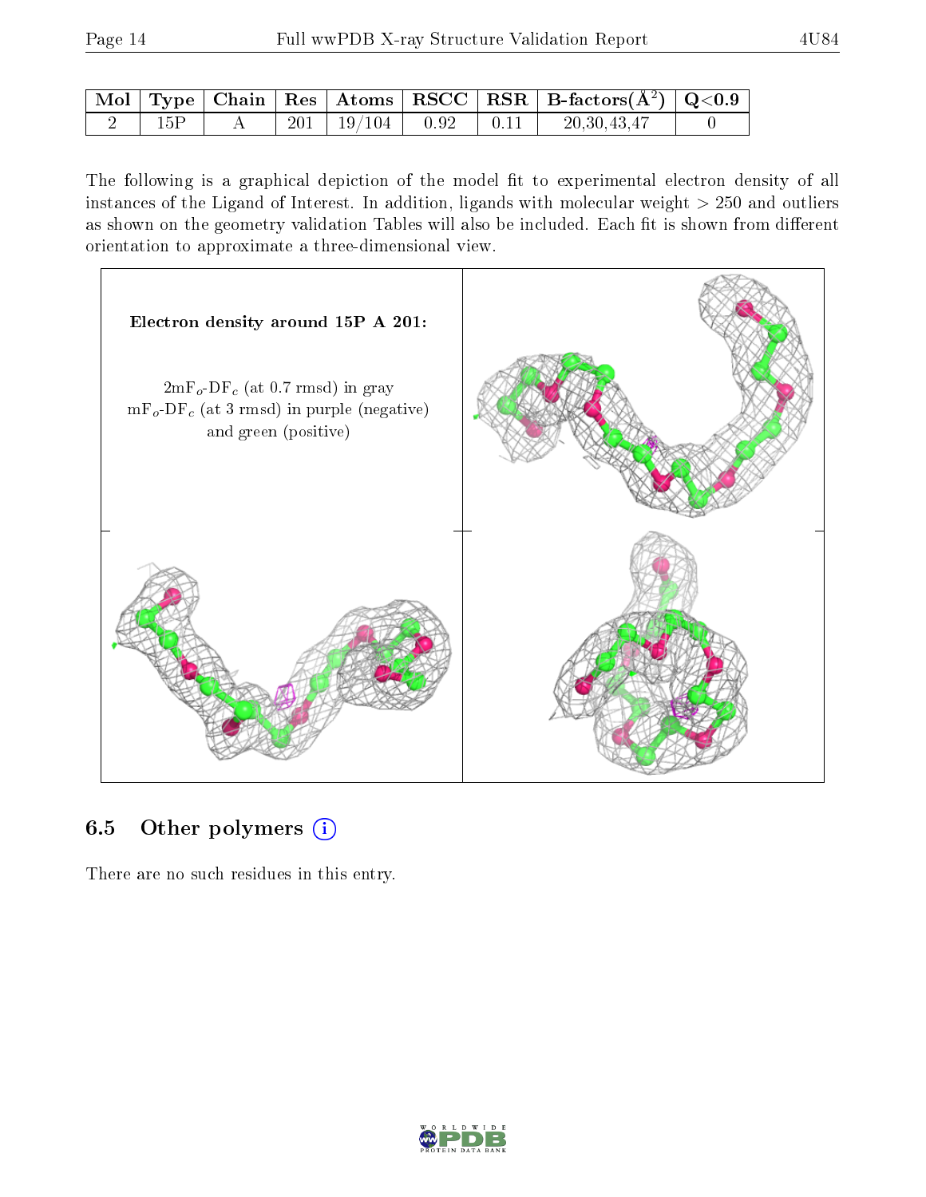| Mol | Type | Chain | Res | Atoms | RSCC | RSR | B-factors($Å^2$) | Q<0.9 |
|---|---|---|---|---|---|---|---|---|
| 2 | 15P | A | 201 | 19/104 | 0.92 | 0.11 | 20,30,43,47 | 0 |

The following is a graphical depiction of the model fit to experimental electron density of all instances of the Ligand of Interest. In addition, ligands with molecular weight > 250 and outliers as shown on the geometry validation Tables will also be included. Each fit is shown from different orientation to approximate a three-dimensional view.

**Electron density around 15P A 201:**

$2mF_o$-$DF_c$ (at 0.7 rmsd) in gray
$mF_o$-$DF_c$ (at 3 rmsd) in purple (negative) and green (positive)

## 6.5 Other polymers

There are no such residues in this entry.